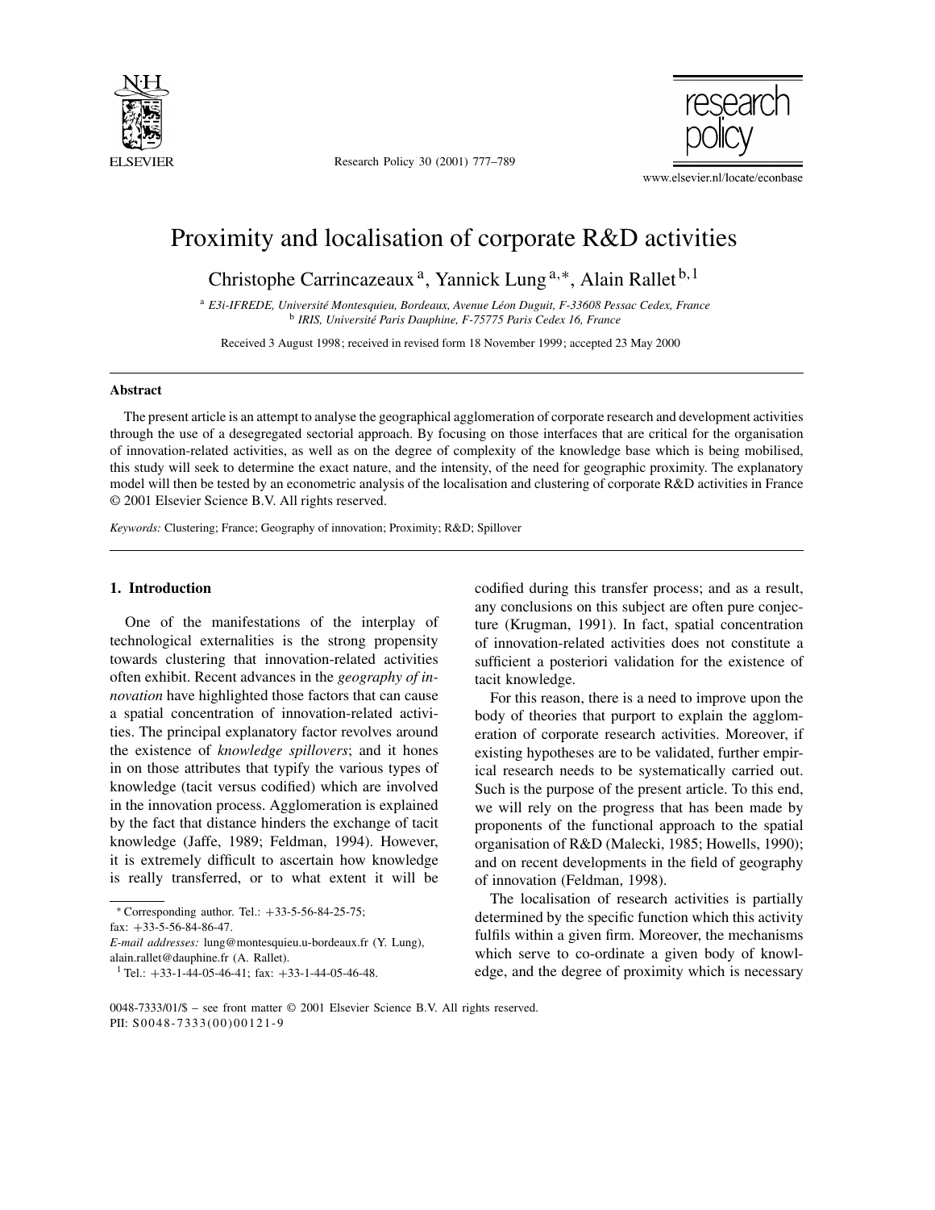// Proximity and localisation of corporate R&D activities

# Proximity and localisation of corporate R&D activities

Christophe Carrincazeaux [a], Yannick Lung [a,*], Alain Rallet [b,1]

[a] E3i-IFREDE, Université Montesquieu, Bordeaux, Avenue Léon Duguit, F-33608 Pessac Cedex, France
[b] IRIS, Université Paris Dauphine, F-75775 Paris Cedex 16, France

Received 3 August 1998; received in revised form 18 November 1999; accepted 23 May 2000

## Abstract

The present article is an attempt to analyse the geographical agglomeration of corporate research and development activities through the use of a desegregated sectorial approach. By focusing on those interfaces that are critical for the organisation of innovation-related activities, as well as on the degree of complexity of the knowledge base which is being mobilised, this study will seek to determine the exact nature, and the intensity, of the need for geographic proximity. The explanatory model will then be tested by an econometric analysis of the localisation and clustering of corporate R&D activities in France © 2001 Elsevier Science B.V. All rights reserved.

*Keywords:* Clustering; France; Geography of innovation; Proximity; R&D; Spillover

## 1. Introduction

One of the manifestations of the interplay of technological externalities is the strong propensity towards clustering that innovation-related activities often exhibit. Recent advances in the *geography of innovation* have highlighted those factors that can cause a spatial concentration of innovation-related activities. The principal explanatory factor revolves around the existence of *knowledge spillovers*; and it hones in on those attributes that typify the various types of knowledge (tacit versus codified) which are involved in the innovation process. Agglomeration is explained by the fact that distance hinders the exchange of tacit knowledge (Jaffe, 1989; Feldman, 1994). However, it is extremely difficult to ascertain how knowledge is really transferred, or to what extent it will be codified during this transfer process; and as a result, any conclusions on this subject are often pure conjecture (Krugman, 1991). In fact, spatial concentration of innovation-related activities does not constitute a sufficient a posteriori validation for the existence of tacit knowledge.

For this reason, there is a need to improve upon the body of theories that purport to explain the agglomeration of corporate research activities. Moreover, if existing hypotheses are to be validated, further empirical research needs to be systematically carried out. Such is the purpose of the present article. To this end, we will rely on the progress that has been made by proponents of the functional approach to the spatial organisation of R&D (Malecki, 1985; Howells, 1990); and on recent developments in the field of geography of innovation (Feldman, 1998).

The localisation of research activities is partially determined by the specific function which this activity fulfils within a given firm. Moreover, the mechanisms which serve to co-ordinate a given body of knowledge, and the degree of proximity which is necessary

* Corresponding author. Tel.: +33-5-56-84-25-75; fax: +33-5-56-84-86-47.
*E-mail addresses:* lung@montesquieu.u-bordeaux.fr (Y. Lung), alain.rallet@dauphine.fr (A. Rallet).
[1] Tel.: +33-1-44-05-46-41; fax: +33-1-44-05-46-48.

0048-7333/01/$ – see front matter © 2001 Elsevier Science B.V. All rights reserved.
PII: S0048-7333(00)00121-9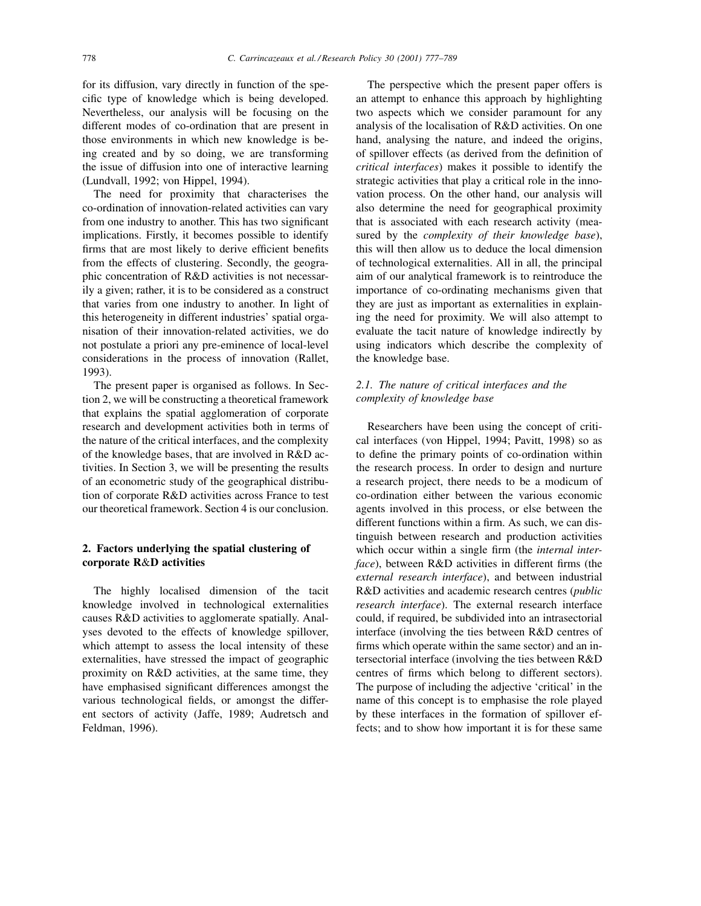for its diffusion, vary directly in function of the specific type of knowledge which is being developed. Nevertheless, our analysis will be focusing on the different modes of co-ordination that are present in those environments in which new knowledge is being created and by so doing, we are transforming the issue of diffusion into one of interactive learning (Lundvall, 1992; von Hippel, 1994).

The need for proximity that characterises the co-ordination of innovation-related activities can vary from one industry to another. This has two significant implications. Firstly, it becomes possible to identify firms that are most likely to derive efficient benefits from the effects of clustering. Secondly, the geographic concentration of R&D activities is not necessarily a given; rather, it is to be considered as a construct that varies from one industry to another. In light of this heterogeneity in different industries' spatial organisation of their innovation-related activities, we do not postulate a priori any pre-eminence of local-level considerations in the process of innovation (Rallet, 1993).

The present paper is organised as follows. In Section 2, we will be constructing a theoretical framework that explains the spatial agglomeration of corporate research and development activities both in terms of the nature of the critical interfaces, and the complexity of the knowledge bases, that are involved in R&D activities. In Section 3, we will be presenting the results of an econometric study of the geographical distribution of corporate R&D activities across France to test our theoretical framework. Section 4 is our conclusion.

## 2. Factors underlying the spatial clustering of corporate R&D activities

The highly localised dimension of the tacit knowledge involved in technological externalities causes R&D activities to agglomerate spatially. Analyses devoted to the effects of knowledge spillover, which attempt to assess the local intensity of these externalities, have stressed the impact of geographic proximity on R&D activities, at the same time, they have emphasised significant differences amongst the various technological fields, or amongst the different sectors of activity (Jaffe, 1989; Audretsch and Feldman, 1996).

The perspective which the present paper offers is an attempt to enhance this approach by highlighting two aspects which we consider paramount for any analysis of the localisation of R&D activities. On one hand, analysing the nature, and indeed the origins, of spillover effects (as derived from the definition of *critical interfaces*) makes it possible to identify the strategic activities that play a critical role in the innovation process. On the other hand, our analysis will also determine the need for geographical proximity that is associated with each research activity (measured by the *complexity of their knowledge base*), this will then allow us to deduce the local dimension of technological externalities. All in all, the principal aim of our analytical framework is to reintroduce the importance of co-ordinating mechanisms given that they are just as important as externalities in explaining the need for proximity. We will also attempt to evaluate the tacit nature of knowledge indirectly by using indicators which describe the complexity of the knowledge base.

### *2.1. The nature of critical interfaces and the complexity of knowledge base*

Researchers have been using the concept of critical interfaces (von Hippel, 1994; Pavitt, 1998) so as to define the primary points of co-ordination within the research process. In order to design and nurture a research project, there needs to be a modicum of co-ordination either between the various economic agents involved in this process, or else between the different functions within a firm. As such, we can distinguish between research and production activities which occur within a single firm (the *internal interface*), between R&D activities in different firms (the *external research interface*), and between industrial R&D activities and academic research centres (*public research interface*). The external research interface could, if required, be subdivided into an intrasectorial interface (involving the ties between R&D centres of firms which operate within the same sector) and an intersectorial interface (involving the ties between R&D centres of firms which belong to different sectors). The purpose of including the adjective 'critical' in the name of this concept is to emphasise the role played by these interfaces in the formation of spillover effects; and to show how important it is for these same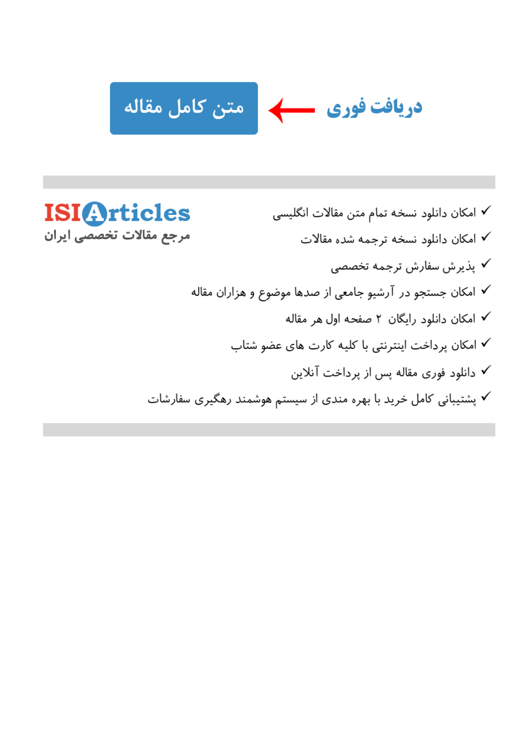دریافت فوری ← متن کامل مقاله

ISIArticles
مرجع مقالات تخصصی ایران

- ✓ امکان دانلود نسخه تمام متن مقالات انگلیسی
- ✓ امکان دانلود نسخه ترجمه شده مقالات
- ✓ پذیرش سفارش ترجمه تخصصی
- ✓ امکان جستجو در آرشیو جامعی از صدها موضوع و هزاران مقاله
- ✓ امکان دانلود رایگان ۲ صفحه اول هر مقاله
- ✓ امکان پرداخت اینترنتی با کلیه کارت های عضو شتاب
- ✓ دانلود فوری مقاله پس از پرداخت آنلاین
- ✓ پشتیبانی کامل خرید با بهره مندی از سیستم هوشمند رهگیری سفارشات